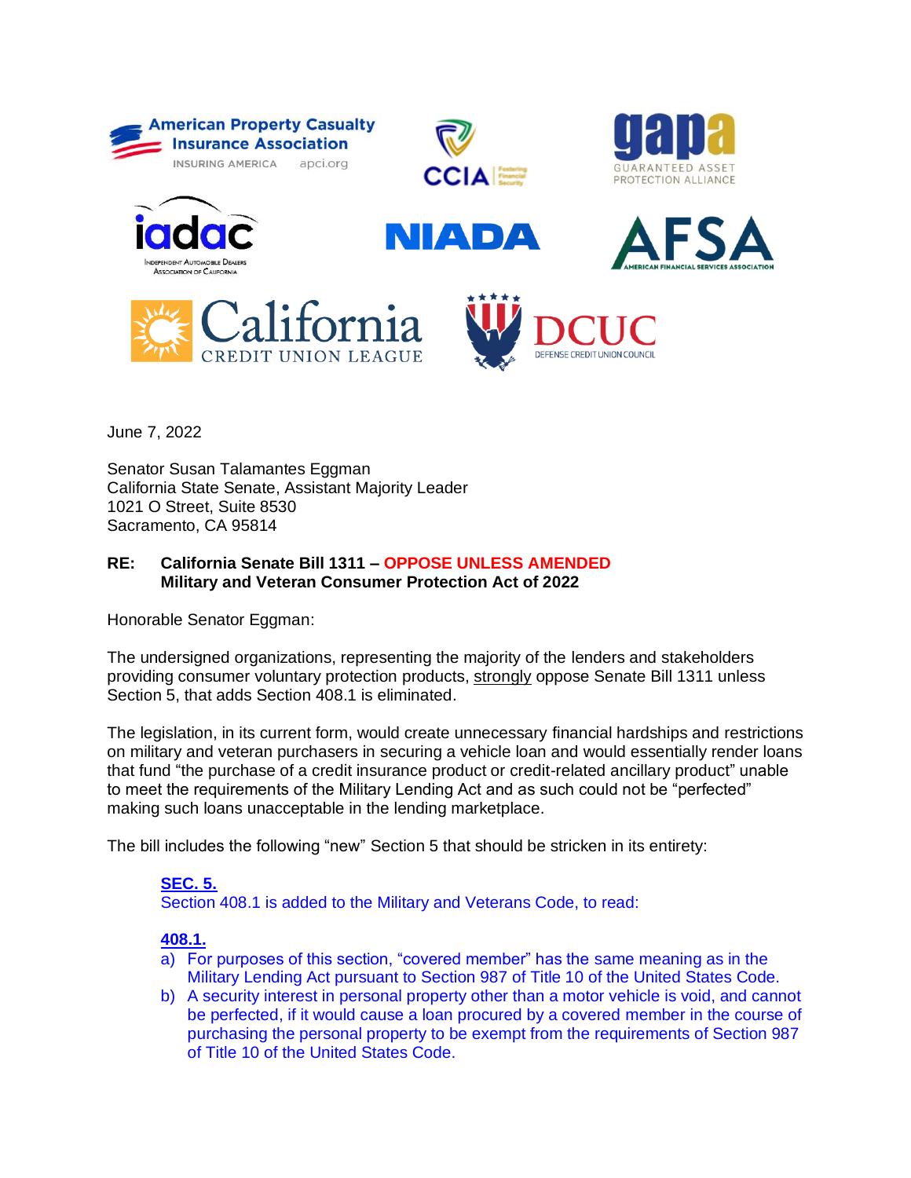June 7, 2022

Senator Susan Talamantes Eggman
California State Senate, Assistant Majority Leader
1021 O Street, Suite 8530
Sacramento, CA 95814

**RE: California Senate Bill 1311 – OPPOSE UNLESS AMENDED**
**Military and Veteran Consumer Protection Act of 2022**

Honorable Senator Eggman:

The undersigned organizations, representing the majority of the lenders and stakeholders providing consumer voluntary protection products, strongly oppose Senate Bill 1311 unless Section 5, that adds Section 408.1 is eliminated.

The legislation, in its current form, would create unnecessary financial hardships and restrictions on military and veteran purchasers in securing a vehicle loan and would essentially render loans that fund "the purchase of a credit insurance product or credit-related ancillary product" unable to meet the requirements of the Military Lending Act and as such could not be "perfected" making such loans unacceptable in the lending marketplace.

The bill includes the following "new" Section 5 that should be stricken in its entirety:

> **SEC. 5.**
> Section 408.1 is added to the Military and Veterans Code, to read:
>
> **408.1.**
> a) For purposes of this section, "covered member" has the same meaning as in the Military Lending Act pursuant to Section 987 of Title 10 of the United States Code.
> b) A security interest in personal property other than a motor vehicle is void, and cannot be perfected, if it would cause a loan procured by a covered member in the course of purchasing the personal property to be exempt from the requirements of Section 987 of Title 10 of the United States Code.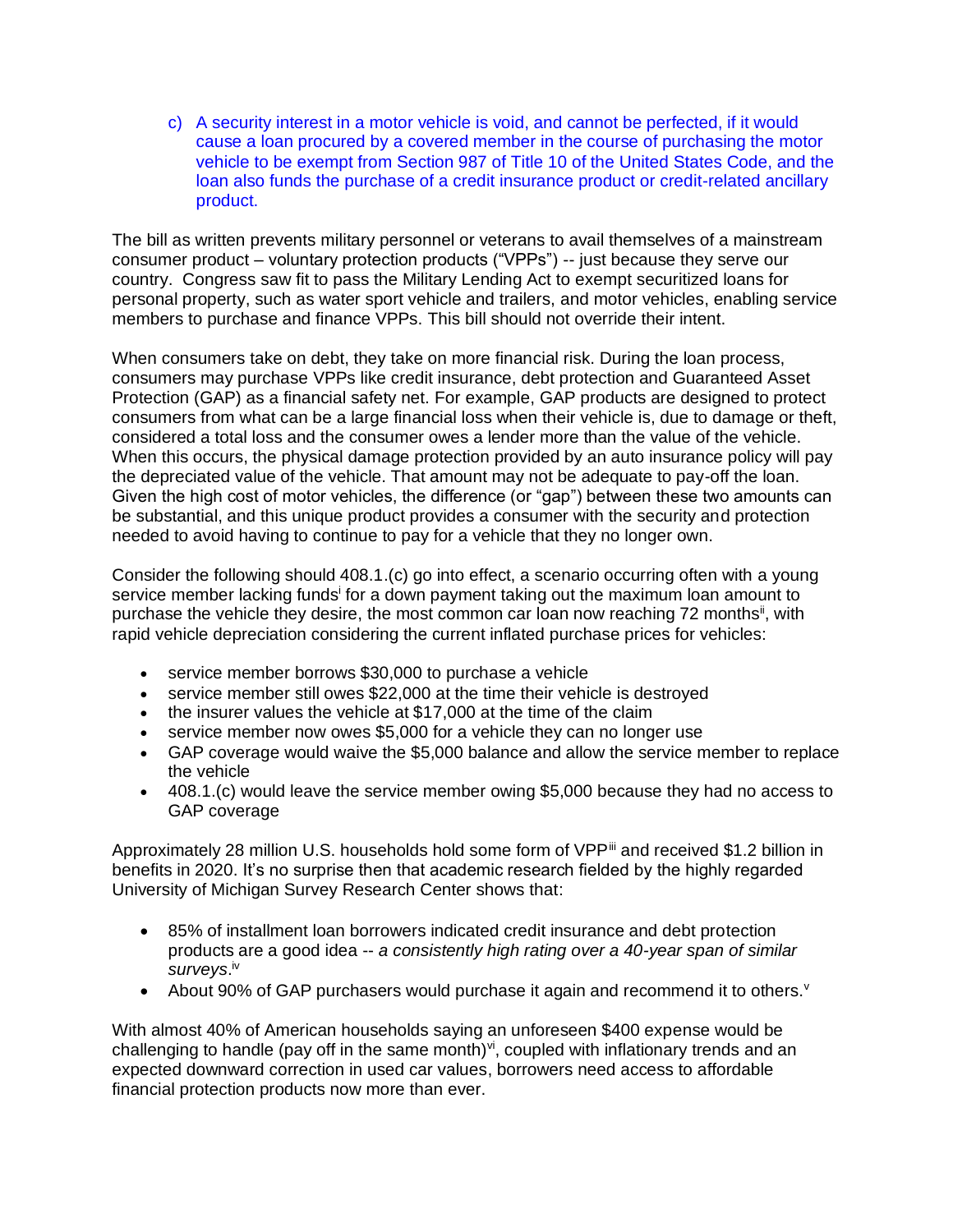c) A security interest in a motor vehicle is void, and cannot be perfected, if it would cause a loan procured by a covered member in the course of purchasing the motor vehicle to be exempt from Section 987 of Title 10 of the United States Code, and the loan also funds the purchase of a credit insurance product or credit-related ancillary product.

The bill as written prevents military personnel or veterans to avail themselves of a mainstream consumer product – voluntary protection products ("VPPs") -- just because they serve our country. Congress saw fit to pass the Military Lending Act to exempt securitized loans for personal property, such as water sport vehicle and trailers, and motor vehicles, enabling service members to purchase and finance VPPs. This bill should not override their intent.

When consumers take on debt, they take on more financial risk. During the loan process, consumers may purchase VPPs like credit insurance, debt protection and Guaranteed Asset Protection (GAP) as a financial safety net. For example, GAP products are designed to protect consumers from what can be a large financial loss when their vehicle is, due to damage or theft, considered a total loss and the consumer owes a lender more than the value of the vehicle. When this occurs, the physical damage protection provided by an auto insurance policy will pay the depreciated value of the vehicle. That amount may not be adequate to pay-off the loan. Given the high cost of motor vehicles, the difference (or "gap") between these two amounts can be substantial, and this unique product provides a consumer with the security and protection needed to avoid having to continue to pay for a vehicle that they no longer own.

Consider the following should 408.1.(c) go into effect, a scenario occurring often with a young service member lacking funds[i] for a down payment taking out the maximum loan amount to purchase the vehicle they desire, the most common car loan now reaching 72 months[ii], with rapid vehicle depreciation considering the current inflated purchase prices for vehicles:

- service member borrows $30,000 to purchase a vehicle
- service member still owes $22,000 at the time their vehicle is destroyed
- the insurer values the vehicle at $17,000 at the time of the claim
- service member now owes $5,000 for a vehicle they can no longer use
- GAP coverage would waive the $5,000 balance and allow the service member to replace the vehicle
- 408.1.(c) would leave the service member owing $5,000 because they had no access to GAP coverage

Approximately 28 million U.S. households hold some form of VPP[iii] and received $1.2 billion in benefits in 2020. It's no surprise then that academic research fielded by the highly regarded University of Michigan Survey Research Center shows that:

- 85% of installment loan borrowers indicated credit insurance and debt protection products are a good idea -- *a consistently high rating over a 40-year span of similar surveys*.[iv]
- About 90% of GAP purchasers would purchase it again and recommend it to others.[v]

With almost 40% of American households saying an unforeseen $400 expense would be challenging to handle (pay off in the same month)[vi], coupled with inflationary trends and an expected downward correction in used car values, borrowers need access to affordable financial protection products now more than ever.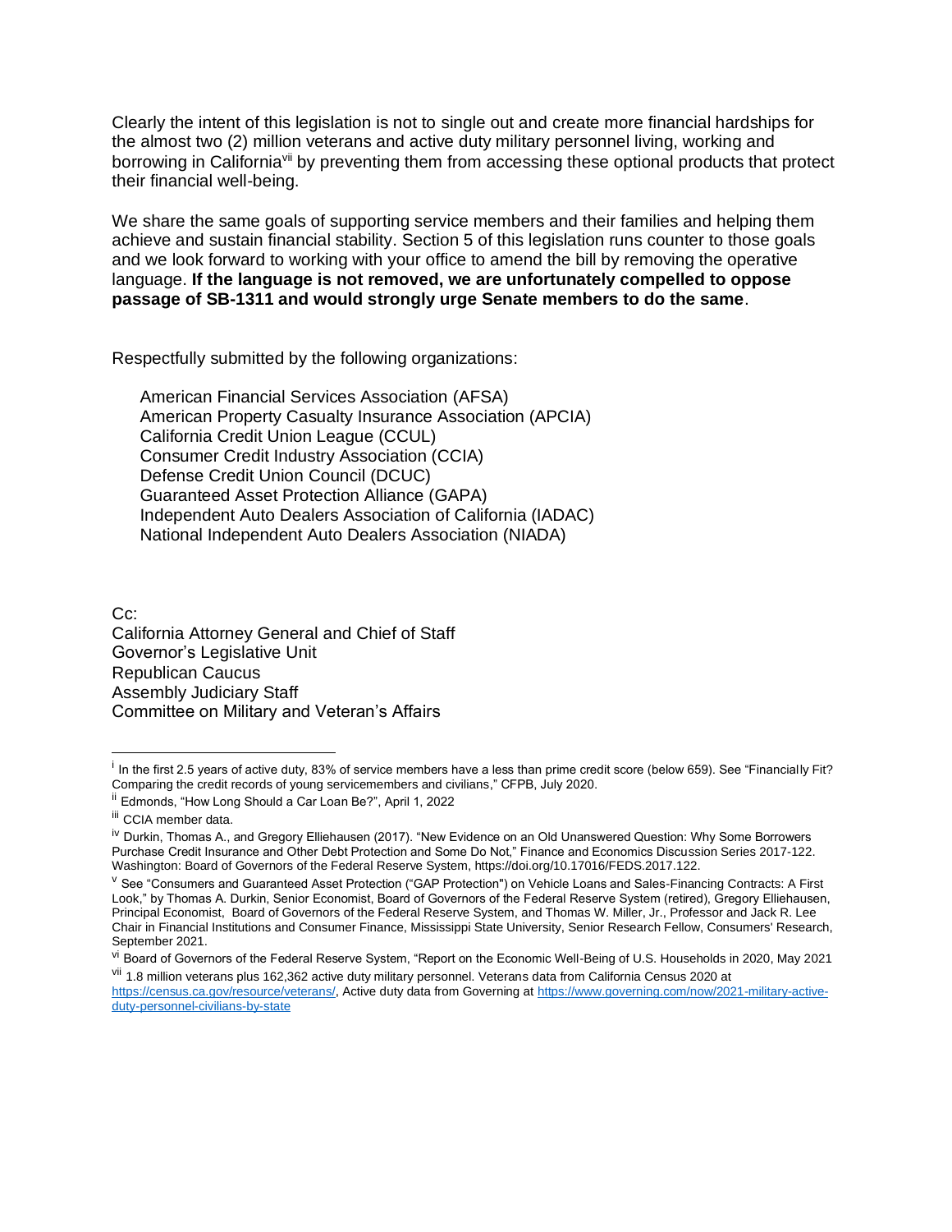Clearly the intent of this legislation is not to single out and create more financial hardships for the almost two (2) million veterans and active duty military personnel living, working and borrowing in California[vii] by preventing them from accessing these optional products that protect their financial well-being.

We share the same goals of supporting service members and their families and helping them achieve and sustain financial stability. Section 5 of this legislation runs counter to those goals and we look forward to working with your office to amend the bill by removing the operative language. **If the language is not removed, we are unfortunately compelled to oppose passage of SB-1311 and would strongly urge Senate members to do the same**.

Respectfully submitted by the following organizations:

American Financial Services Association (AFSA)
American Property Casualty Insurance Association (APCIA)
California Credit Union League (CCUL)
Consumer Credit Industry Association (CCIA)
Defense Credit Union Council (DCUC)
Guaranteed Asset Protection Alliance (GAPA)
Independent Auto Dealers Association of California (IADAC)
National Independent Auto Dealers Association (NIADA)

Cc:
California Attorney General and Chief of Staff
Governor's Legislative Unit
Republican Caucus
Assembly Judiciary Staff
Committee on Military and Veteran's Affairs

---

[i] In the first 2.5 years of active duty, 83% of service members have a less than prime credit score (below 659). See "Financially Fit? Comparing the credit records of young servicemembers and civilians," CFPB, July 2020.

[ii] Edmonds, "How Long Should a Car Loan Be?", April 1, 2022

[iii] CCIA member data.

[iv] Durkin, Thomas A., and Gregory Elliehausen (2017). "New Evidence on an Old Unanswered Question: Why Some Borrowers Purchase Credit Insurance and Other Debt Protection and Some Do Not," Finance and Economics Discussion Series 2017-122. Washington: Board of Governors of the Federal Reserve System, https://doi.org/10.17016/FEDS.2017.122.

[v] See "Consumers and Guaranteed Asset Protection ("GAP Protection") on Vehicle Loans and Sales-Financing Contracts: A First Look," by Thomas A. Durkin, Senior Economist, Board of Governors of the Federal Reserve System (retired), Gregory Elliehausen, Principal Economist, Board of Governors of the Federal Reserve System, and Thomas W. Miller, Jr., Professor and Jack R. Lee Chair in Financial Institutions and Consumer Finance, Mississippi State University, Senior Research Fellow, Consumers' Research, September 2021.

[vi] Board of Governors of the Federal Reserve System, "Report on the Economic Well-Being of U.S. Households in 2020, May 2021

[vii] 1.8 million veterans plus 162,362 active duty military personnel. Veterans data from California Census 2020 at https://census.ca.gov/resource/veterans/, Active duty data from Governing at https://www.governing.com/now/2021-military-active-duty-personnel-civilians-by-state